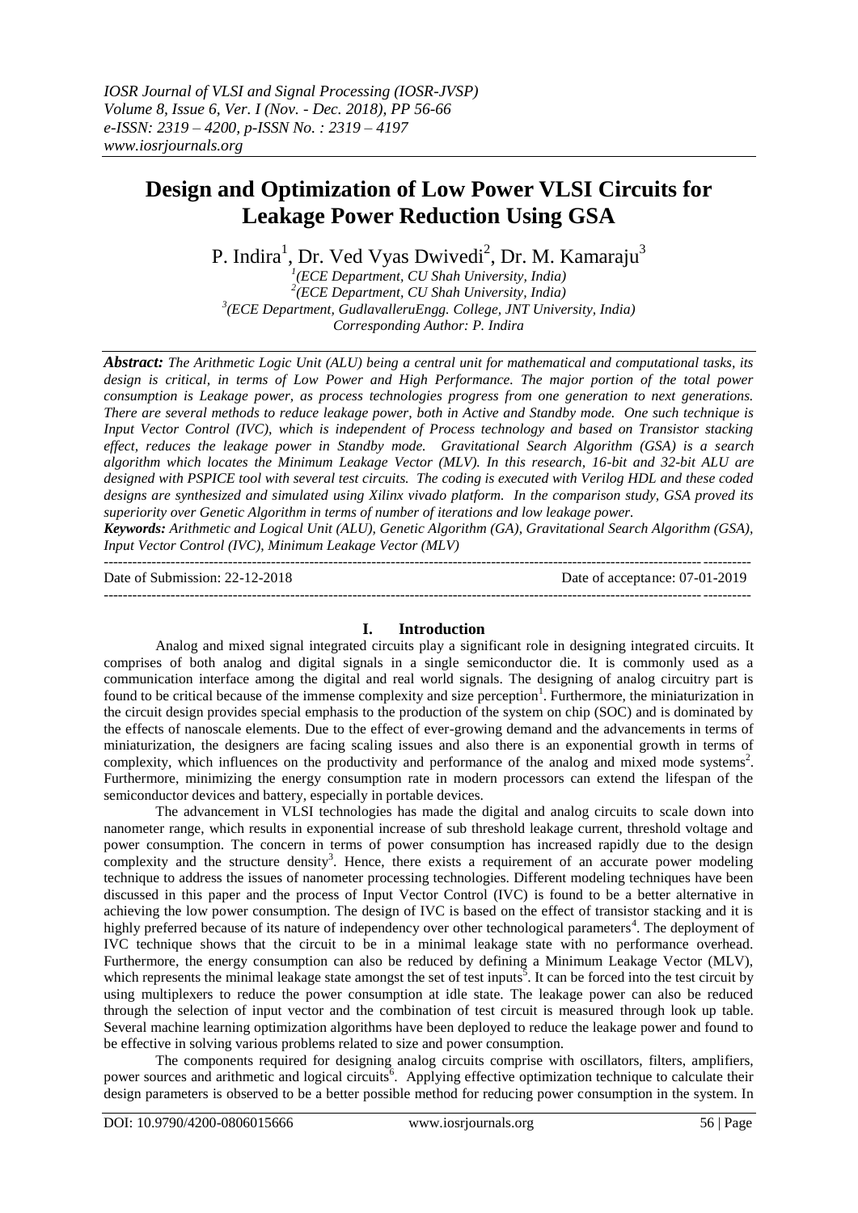# Design and Optimization of Low Power VLSI Circuits for Leakage Power Reduction Using GSA

P. Indira[1], Dr. Ved Vyas Dwivedi[2], Dr. M. Kamaraju[3]

[1](ECE Department, CU Shah University, India)
[2](ECE Department, CU Shah University, India)
[3](ECE Department, GudlavalleruEngg. College, JNT University, India)
Corresponding Author: P. Indira

***Abstract:*** *The Arithmetic Logic Unit (ALU) being a central unit for mathematical and computational tasks, its design is critical, in terms of Low Power and High Performance. The major portion of the total power consumption is Leakage power, as process technologies progress from one generation to next generations. There are several methods to reduce leakage power, both in Active and Standby mode. One such technique is Input Vector Control (IVC), which is independent of Process technology and based on Transistor stacking effect, reduces the leakage power in Standby mode. Gravitational Search Algorithm (GSA) is a search algorithm which locates the Minimum Leakage Vector (MLV). In this research, 16-bit and 32-bit ALU are designed with PSPICE tool with several test circuits. The coding is executed with Verilog HDL and these coded designs are synthesized and simulated using Xilinx vivado platform. In the comparison study, GSA proved its superiority over Genetic Algorithm in terms of number of iterations and low leakage power.*

***Keywords:*** *Arithmetic and Logical Unit (ALU), Genetic Algorithm (GA), Gravitational Search Algorithm (GSA), Input Vector Control (IVC), Minimum Leakage Vector (MLV)*

---

Date of Submission: 22-12-2018 Date of acceptance: 07-01-2019

---

## I. Introduction

Analog and mixed signal integrated circuits play a significant role in designing integrated circuits. It comprises of both analog and digital signals in a single semiconductor die. It is commonly used as a communication interface among the digital and real world signals. The designing of analog circuitry part is found to be critical because of the immense complexity and size perception[1]. Furthermore, the miniaturization in the circuit design provides special emphasis to the production of the system on chip (SOC) and is dominated by the effects of nanoscale elements. Due to the effect of ever-growing demand and the advancements in terms of miniaturization, the designers are facing scaling issues and also there is an exponential growth in terms of complexity, which influences on the productivity and performance of the analog and mixed mode systems[2]. Furthermore, minimizing the energy consumption rate in modern processors can extend the lifespan of the semiconductor devices and battery, especially in portable devices.

The advancement in VLSI technologies has made the digital and analog circuits to scale down into nanometer range, which results in exponential increase of sub threshold leakage current, threshold voltage and power consumption. The concern in terms of power consumption has increased rapidly due to the design complexity and the structure density[3]. Hence, there exists a requirement of an accurate power modeling technique to address the issues of nanometer processing technologies. Different modeling techniques have been discussed in this paper and the process of Input Vector Control (IVC) is found to be a better alternative in achieving the low power consumption. The design of IVC is based on the effect of transistor stacking and it is highly preferred because of its nature of independency over other technological parameters[4]. The deployment of IVC technique shows that the circuit to be in a minimal leakage state with no performance overhead. Furthermore, the energy consumption can also be reduced by defining a Minimum Leakage Vector (MLV), which represents the minimal leakage state amongst the set of test inputs[5]. It can be forced into the test circuit by using multiplexers to reduce the power consumption at idle state. The leakage power can also be reduced through the selection of input vector and the combination of test circuit is measured through look up table. Several machine learning optimization algorithms have been deployed to reduce the leakage power and found to be effective in solving various problems related to size and power consumption.

The components required for designing analog circuits comprise with oscillators, filters, amplifiers, power sources and arithmetic and logical circuits[6]. Applying effective optimization technique to calculate their design parameters is observed to be a better possible method for reducing power consumption in the system. In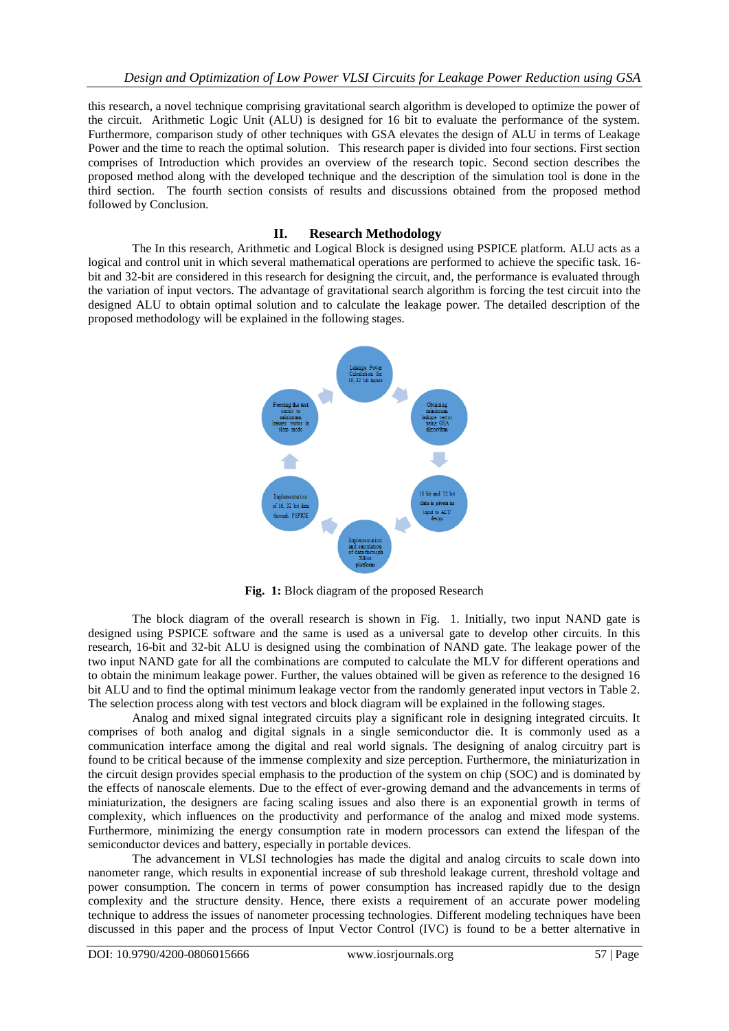this research, a novel technique comprising gravitational search algorithm is developed to optimize the power of the circuit. Arithmetic Logic Unit (ALU) is designed for 16 bit to evaluate the performance of the system. Furthermore, comparison study of other techniques with GSA elevates the design of ALU in terms of Leakage Power and the time to reach the optimal solution. This research paper is divided into four sections. First section comprises of Introduction which provides an overview of the research topic. Second section describes the proposed method along with the developed technique and the description of the simulation tool is done in the third section. The fourth section consists of results and discussions obtained from the proposed method followed by Conclusion.

## II. Research Methodology

The In this research, Arithmetic and Logical Block is designed using PSPICE platform. ALU acts as a logical and control unit in which several mathematical operations are performed to achieve the specific task. 16-bit and 32-bit are considered in this research for designing the circuit, and, the performance is evaluated through the variation of input vectors. The advantage of gravitational search algorithm is forcing the test circuit into the designed ALU to obtain optimal solution and to calculate the leakage power. The detailed description of the proposed methodology will be explained in the following stages.

Leakage Power Calculation for 16, 32 bit inputs

Obtaining minimum leakage vector using GSA algorithm

16 bit and 32 bit data is given as input to ALU design

Implementation and simulation of data through Xilinx platform

Implementation of 16, 32 bit data through PSPICE

Forcing the test circuit to minimum leakage vector in sleep mode

**Fig. 1:** Block diagram of the proposed Research

The block diagram of the overall research is shown in Fig. 1. Initially, two input NAND gate is designed using PSPICE software and the same is used as a universal gate to develop other circuits. In this research, 16-bit and 32-bit ALU is designed using the combination of NAND gate. The leakage power of the two input NAND gate for all the combinations are computed to calculate the MLV for different operations and to obtain the minimum leakage power. Further, the values obtained will be given as reference to the designed 16 bit ALU and to find the optimal minimum leakage vector from the randomly generated input vectors in Table 2. The selection process along with test vectors and block diagram will be explained in the following stages.

Analog and mixed signal integrated circuits play a significant role in designing integrated circuits. It comprises of both analog and digital signals in a single semiconductor die. It is commonly used as a communication interface among the digital and real world signals. The designing of analog circuitry part is found to be critical because of the immense complexity and size perception. Furthermore, the miniaturization in the circuit design provides special emphasis to the production of the system on chip (SOC) and is dominated by the effects of nanoscale elements. Due to the effect of ever-growing demand and the advancements in terms of miniaturization, the designers are facing scaling issues and also there is an exponential growth in terms of complexity, which influences on the productivity and performance of the analog and mixed mode systems. Furthermore, minimizing the energy consumption rate in modern processors can extend the lifespan of the semiconductor devices and battery, especially in portable devices.

The advancement in VLSI technologies has made the digital and analog circuits to scale down into nanometer range, which results in exponential increase of sub threshold leakage current, threshold voltage and power consumption. The concern in terms of power consumption has increased rapidly due to the design complexity and the structure density. Hence, there exists a requirement of an accurate power modeling technique to address the issues of nanometer processing technologies. Different modeling techniques have been discussed in this paper and the process of Input Vector Control (IVC) is found to be a better alternative in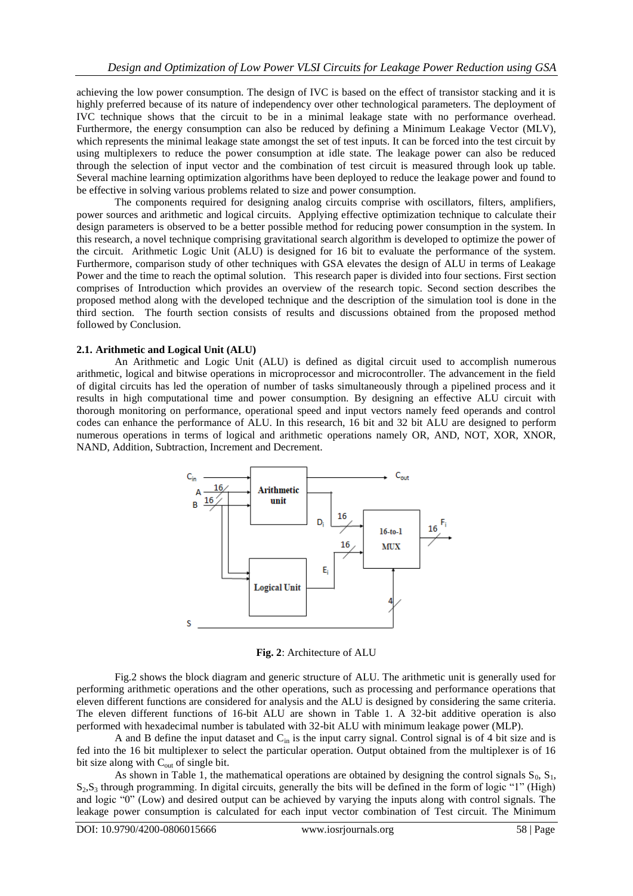achieving the low power consumption. The design of IVC is based on the effect of transistor stacking and it is highly preferred because of its nature of independency over other technological parameters. The deployment of IVC technique shows that the circuit to be in a minimal leakage state with no performance overhead. Furthermore, the energy consumption can also be reduced by defining a Minimum Leakage Vector (MLV), which represents the minimal leakage state amongst the set of test inputs. It can be forced into the test circuit by using multiplexers to reduce the power consumption at idle state. The leakage power can also be reduced through the selection of input vector and the combination of test circuit is measured through look up table. Several machine learning optimization algorithms have been deployed to reduce the leakage power and found to be effective in solving various problems related to size and power consumption.

The components required for designing analog circuits comprise with oscillators, filters, amplifiers, power sources and arithmetic and logical circuits. Applying effective optimization technique to calculate their design parameters is observed to be a better possible method for reducing power consumption in the system. In this research, a novel technique comprising gravitational search algorithm is developed to optimize the power of the circuit. Arithmetic Logic Unit (ALU) is designed for 16 bit to evaluate the performance of the system. Furthermore, comparison study of other techniques with GSA elevates the design of ALU in terms of Leakage Power and the time to reach the optimal solution. This research paper is divided into four sections. First section comprises of Introduction which provides an overview of the research topic. Second section describes the proposed method along with the developed technique and the description of the simulation tool is done in the third section. The fourth section consists of results and discussions obtained from the proposed method followed by Conclusion.

### 2.1. Arithmetic and Logical Unit (ALU)

An Arithmetic and Logic Unit (ALU) is defined as digital circuit used to accomplish numerous arithmetic, logical and bitwise operations in microprocessor and microcontroller. The advancement in the field of digital circuits has led the operation of number of tasks simultaneously through a pipelined process and it results in high computational time and power consumption. By designing an effective ALU circuit with thorough monitoring on performance, operational speed and input vectors namely feed operands and control codes can enhance the performance of ALU. In this research, 16 bit and 32 bit ALU are designed to perform numerous operations in terms of logical and arithmetic operations namely OR, AND, NOT, XOR, XNOR, NAND, Addition, Subtraction, Increment and Decrement.

$C_{in}$
A 16
B 16
Arithmetic unit
$C_{out}$
$D_i$ 16
16-to-1 MUX
16 $F_i$
16
$E_i$
Logical Unit
4
S

**Fig. 2**: Architecture of ALU

Fig.2 shows the block diagram and generic structure of ALU. The arithmetic unit is generally used for performing arithmetic operations and the other operations, such as processing and performance operations that eleven different functions are considered for analysis and the ALU is designed by considering the same criteria. The eleven different functions of 16-bit ALU are shown in Table 1. A 32-bit additive operation is also performed with hexadecimal number is tabulated with 32-bit ALU with minimum leakage power (MLP).

A and B define the input dataset and $C_{in}$ is the input carry signal. Control signal is of 4 bit size and is fed into the 16 bit multiplexer to select the particular operation. Output obtained from the multiplexer is of 16 bit size along with $C_{out}$ of single bit.

As shown in Table 1, the mathematical operations are obtained by designing the control signals $S_0$, $S_1$, $S_2$, $S_3$ through programming. In digital circuits, generally the bits will be defined in the form of logic "1" (High) and logic "0" (Low) and desired output can be achieved by varying the inputs along with control signals. The leakage power consumption is calculated for each input vector combination of Test circuit. The Minimum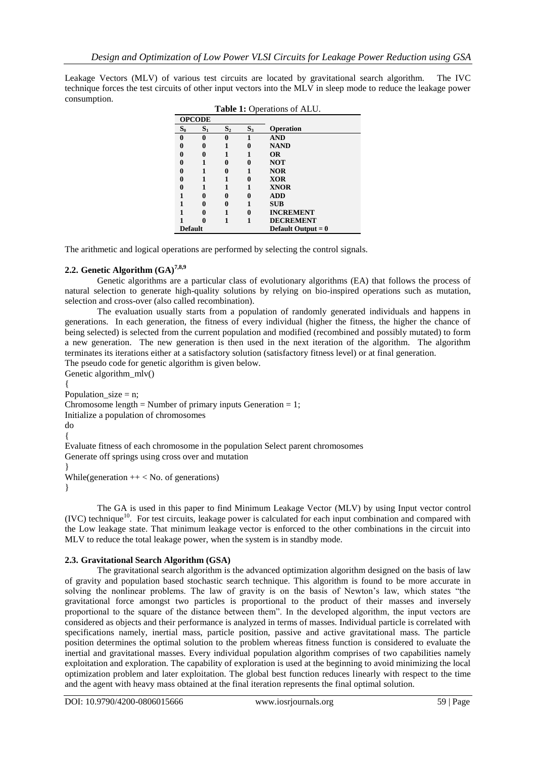Leakage Vectors (MLV) of various test circuits are located by gravitational search algorithm. The IVC technique forces the test circuits of other input vectors into the MLV in sleep mode to reduce the leakage power consumption.

**Table 1:** Operations of ALU.

| OPCODE | | | | |
|---|---|---|---|---|
| $S_0$ | $S_1$ | $S_2$ | $S_3$ | **Operation** |
| 0 | 0 | 0 | 1 | **AND** |
| 0 | 0 | 1 | 0 | **NAND** |
| 0 | 0 | 1 | 1 | **OR** |
| 0 | 1 | 0 | 0 | **NOT** |
| 0 | 1 | 0 | 1 | **NOR** |
| 0 | 1 | 1 | 0 | **XOR** |
| 0 | 1 | 1 | 1 | **XNOR** |
| 1 | 0 | 0 | 0 | **ADD** |
| 1 | 0 | 0 | 1 | **SUB** |
| 1 | 0 | 1 | 0 | **INCREMENT** |
| 1 | 0 | 1 | 1 | **DECREMENT** |
| **Default** | | | | **Default Output = 0** |

The arithmetic and logical operations are performed by selecting the control signals.

### 2.2. Genetic Algorithm (GA)[7,8,9]

Genetic algorithms are a particular class of evolutionary algorithms (EA) that follows the process of natural selection to generate high-quality solutions by relying on bio-inspired operations such as mutation, selection and cross-over (also called recombination).

The evaluation usually starts from a population of randomly generated individuals and happens in generations. In each generation, the fitness of every individual (higher the fitness, the higher the chance of being selected) is selected from the current population and modified (recombined and possibly mutated) to form a new generation. The new generation is then used in the next iteration of the algorithm. The algorithm terminates its iterations either at a satisfactory solution (satisfactory fitness level) or at final generation.

The pseudo code for genetic algorithm is given below.

```
Genetic algorithm_mlv()
{
Population_size = n;
Chromosome length = Number of primary inputs Generation = 1;
Initialize a population of chromosomes
do
{
Evaluate fitness of each chromosome in the population Select parent chromosomes
Generate off springs using cross over and mutation
}
While(generation ++ < No. of generations)
}
```

The GA is used in this paper to find Minimum Leakage Vector (MLV) by using Input vector control (IVC) technique[10]. For test circuits, leakage power is calculated for each input combination and compared with the Low leakage state. That minimum leakage vector is enforced to the other combinations in the circuit into MLV to reduce the total leakage power, when the system is in standby mode.

### 2.3. Gravitational Search Algorithm (GSA)

The gravitational search algorithm is the advanced optimization algorithm designed on the basis of law of gravity and population based stochastic search technique. This algorithm is found to be more accurate in solving the nonlinear problems. The law of gravity is on the basis of Newton's law, which states "the gravitational force amongst two particles is proportional to the product of their masses and inversely proportional to the square of the distance between them". In the developed algorithm, the input vectors are considered as objects and their performance is analyzed in terms of masses. Individual particle is correlated with specifications namely, inertial mass, particle position, passive and active gravitational mass. The particle position determines the optimal solution to the problem whereas fitness function is considered to evaluate the inertial and gravitational masses. Every individual population algorithm comprises of two capabilities namely exploitation and exploration. The capability of exploration is used at the beginning to avoid minimizing the local optimization problem and later exploitation. The global best function reduces linearly with respect to the time and the agent with heavy mass obtained at the final iteration represents the final optimal solution.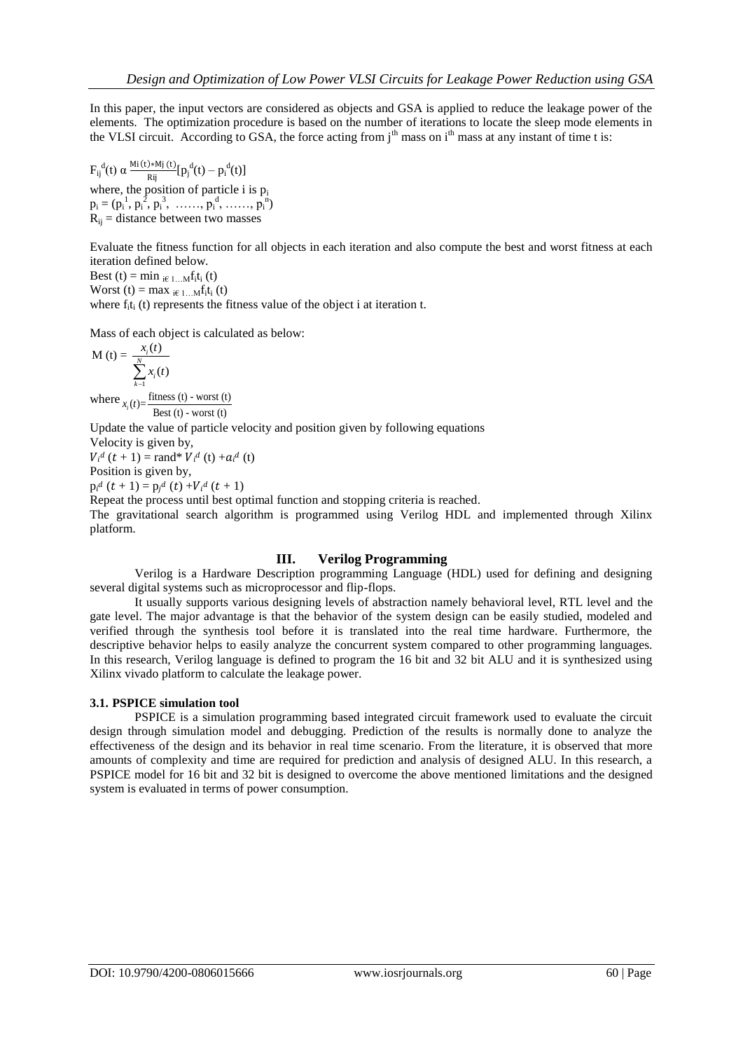In this paper, the input vectors are considered as objects and GSA is applied to reduce the leakage power of the elements. The optimization procedure is based on the number of iterations to locate the sleep mode elements in the VLSI circuit. According to GSA, the force acting from $j^{th}$ mass on $i^{th}$ mass at any instant of time t is:

$F_{ij}^{d}(t) \alpha \frac{Mi(t)*Mj(t)}{Rij}[p_j^{d}(t) - p_i^{d}(t)]$

where, the position of particle i is $p_i$

$p_i = (p_i^1, p_i^2, p_i^3, \ldots\ldots, p_i^d, \ldots\ldots, p_i^n)$

$R_{ij}$ = distance between two masses

Evaluate the fitness function for all objects in each iteration and also compute the best and worst fitness at each iteration defined below.

Best (t) = $\min_{i\in 1\ldots M} f_i t_i$ (t)

Worst (t) = $\max_{i\in 1\ldots M} f_i t_i$ (t)

where $f_i t_i$ (t) represents the fitness value of the object i at iteration t.

Mass of each object is calculated as below:

$$M(t) = \frac{x_i(t)}{\sum_{k=1}^{N} x_i(t)}$$

where $x_i(t) = \frac{\text{fitness (t) - worst (t)}}{\text{Best (t) - worst (t)}}$

Update the value of particle velocity and position given by following equations

Velocity is given by,

$V_i^d(t+1) = \text{rand}^* V_i^d(t) + a_i^d(t)$

Position is given by,

$p_i^d(t+1) = p_j^d(t) + V_i^d(t+1)$

Repeat the process until best optimal function and stopping criteria is reached.

The gravitational search algorithm is programmed using Verilog HDL and implemented through Xilinx platform.

## III. Verilog Programming

Verilog is a Hardware Description programming Language (HDL) used for defining and designing several digital systems such as microprocessor and flip-flops.

It usually supports various designing levels of abstraction namely behavioral level, RTL level and the gate level. The major advantage is that the behavior of the system design can be easily studied, modeled and verified through the synthesis tool before it is translated into the real time hardware. Furthermore, the descriptive behavior helps to easily analyze the concurrent system compared to other programming languages. In this research, Verilog language is defined to program the 16 bit and 32 bit ALU and it is synthesized using Xilinx vivado platform to calculate the leakage power.

### 3.1. PSPICE simulation tool

PSPICE is a simulation programming based integrated circuit framework used to evaluate the circuit design through simulation model and debugging. Prediction of the results is normally done to analyze the effectiveness of the design and its behavior in real time scenario. From the literature, it is observed that more amounts of complexity and time are required for prediction and analysis of designed ALU. In this research, a PSPICE model for 16 bit and 32 bit is designed to overcome the above mentioned limitations and the designed system is evaluated in terms of power consumption.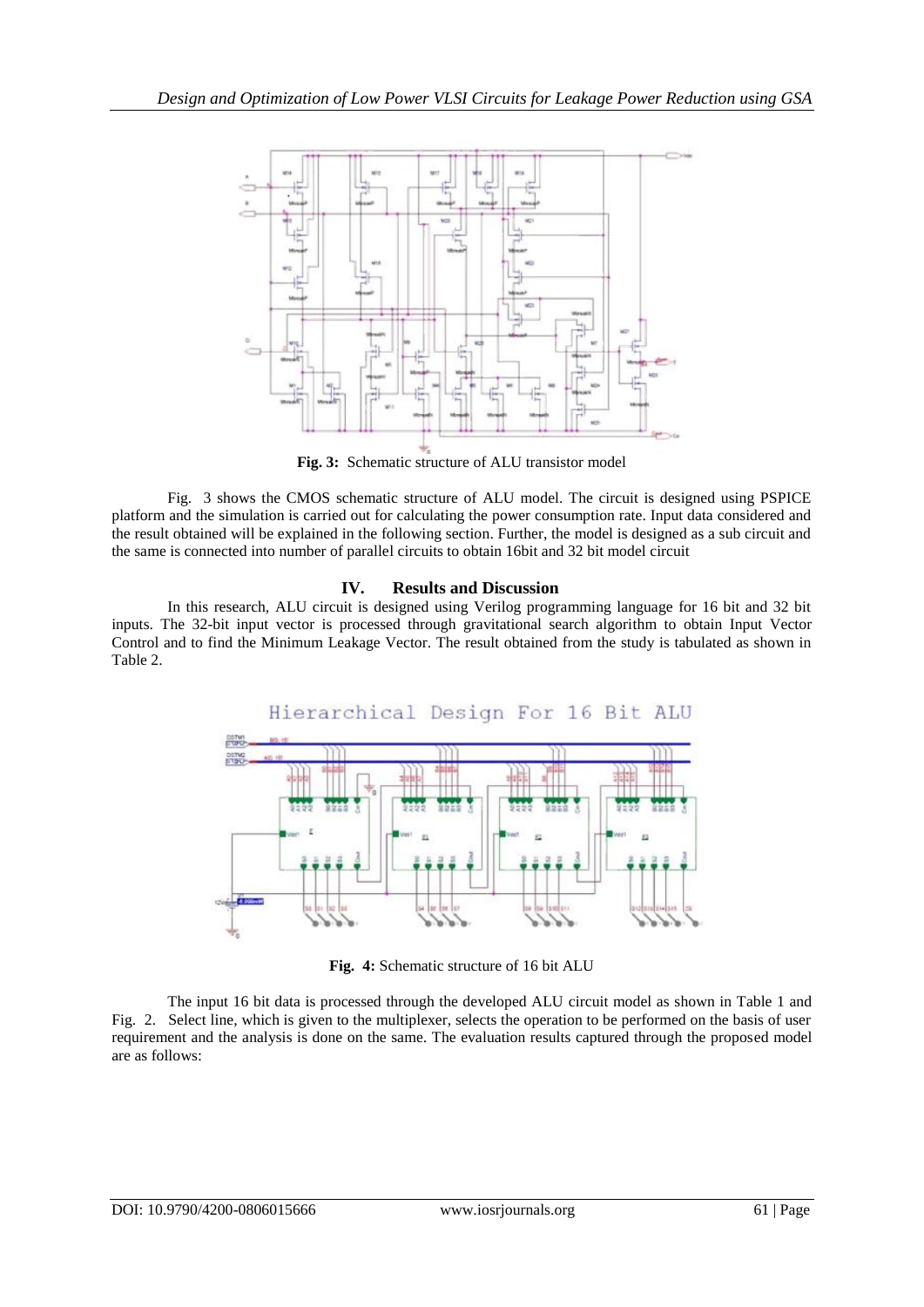**Fig. 3:** Schematic structure of ALU transistor model

Fig. 3 shows the CMOS schematic structure of ALU model. The circuit is designed using PSPICE platform and the simulation is carried out for calculating the power consumption rate. Input data considered and the result obtained will be explained in the following section. Further, the model is designed as a sub circuit and the same is connected into number of parallel circuits to obtain 16bit and 32 bit model circuit

## IV. Results and Discussion

In this research, ALU circuit is designed using Verilog programming language for 16 bit and 32 bit inputs. The 32-bit input vector is processed through gravitational search algorithm to obtain Input Vector Control and to find the Minimum Leakage Vector. The result obtained from the study is tabulated as shown in Table 2.

**Fig. 4:** Schematic structure of 16 bit ALU

The input 16 bit data is processed through the developed ALU circuit model as shown in Table 1 and Fig. 2. Select line, which is given to the multiplexer, selects the operation to be performed on the basis of user requirement and the analysis is done on the same. The evaluation results captured through the proposed model are as follows: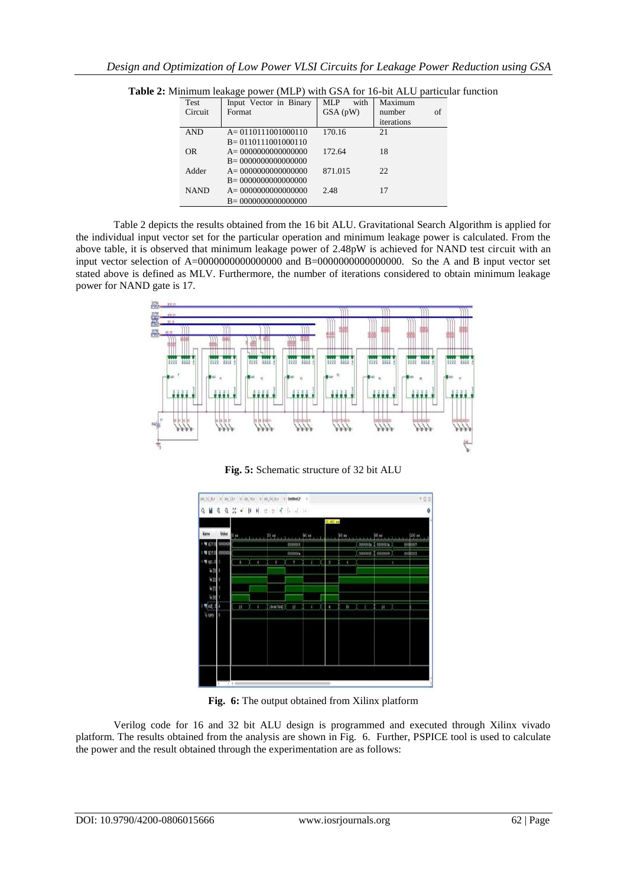**Table 2:** Minimum leakage power (MLP) with GSA for 16-bit ALU particular function

| Test Circuit | Input Vector in Binary Format | MLP with GSA (pW) | Maximum number of iterations |
|---|---|---|---|
| AND | A= 0110111001000110<br>B= 0110111001000110 | 170.16 | 21 |
| OR | A= 0000000000000000<br>B= 0000000000000000 | 172.64 | 18 |
| Adder | A= 0000000000000000<br>B= 0000000000000000 | 871.015 | 22 |
| NAND | A= 0000000000000000<br>B= 0000000000000000 | 2.48 | 17 |

Table 2 depicts the results obtained from the 16 bit ALU. Gravitational Search Algorithm is applied for the individual input vector set for the particular operation and minimum leakage power is calculated. From the above table, it is observed that minimum leakage power of 2.48pW is achieved for NAND test circuit with an input vector selection of A=0000000000000000 and B=0000000000000000. So the A and B input vector set stated above is defined as MLV. Furthermore, the number of iterations considered to obtain minimum leakage power for NAND gate is 17.

**Fig. 5:** Schematic structure of 32 bit ALU

**Fig. 6:** The output obtained from Xilinx platform

Verilog code for 16 and 32 bit ALU design is programmed and executed through Xilinx vivado platform. The results obtained from the analysis are shown in Fig. 6. Further, PSPICE tool is used to calculate the power and the result obtained through the experimentation are as follows: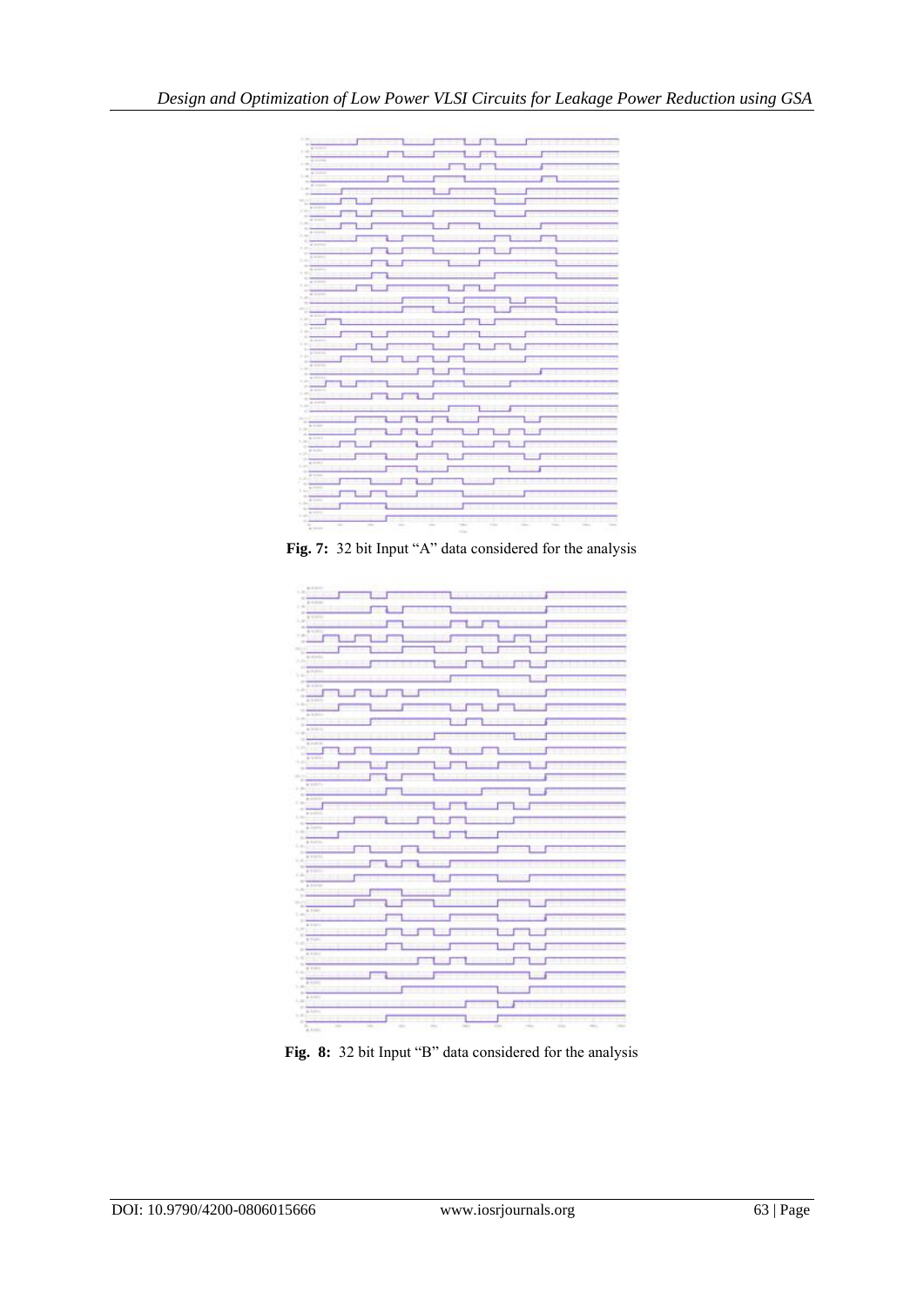Fig. 7: 32 bit Input “A” data considered for the analysis

Fig. 8: 32 bit Input “B” data considered for the analysis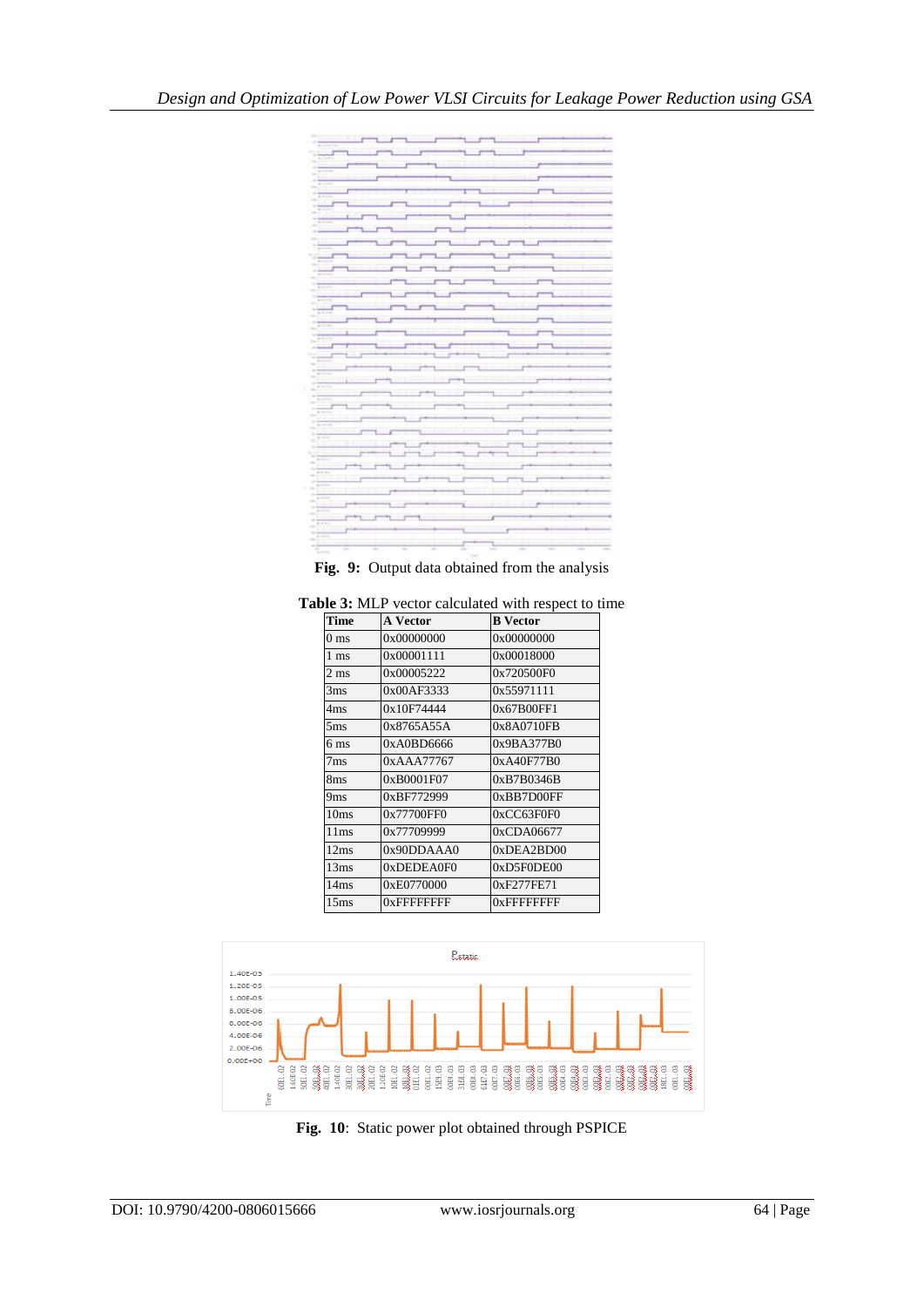Fig. 9: Output data obtained from the analysis

**Table 3:** MLP vector calculated with respect to time

| Time | A Vector | B Vector |
|---|---|---|
| 0 ms | 0x00000000 | 0x00000000 |
| 1 ms | 0x00001111 | 0x00018000 |
| 2 ms | 0x00005222 | 0x720500F0 |
| 3ms | 0x00AF3333 | 0x55971111 |
| 4ms | 0x10F74444 | 0x67B00FF1 |
| 5ms | 0x8765A55A | 0x8A0710FB |
| 6 ms | 0xA0BD6666 | 0x9BA377B0 |
| 7ms | 0xAAA77767 | 0xA40F77B0 |
| 8ms | 0xB0001F07 | 0xB7B0346B |
| 9ms | 0xBF772999 | 0xBB7D00FF |
| 10ms | 0x77700FF0 | 0xCC63F0F0 |
| 11ms | 0x77709999 | 0xCDA06677 |
| 12ms | 0x90DDAAA0 | 0xDEA2BD00 |
| 13ms | 0xDEDEA0F0 | 0xD5F0DE00 |
| 14ms | 0xE0770000 | 0xF277FE71 |
| 15ms | 0xFFFFFFFF | 0xFFFFFFFF |

Pstatic

1.40E-05
1.20E-05
1.00E-05
8.00E-06
6.00E-06
4.00E-06
2.00E-06
0.00E+00

Time

**Fig. 10**: Static power plot obtained through PSPICE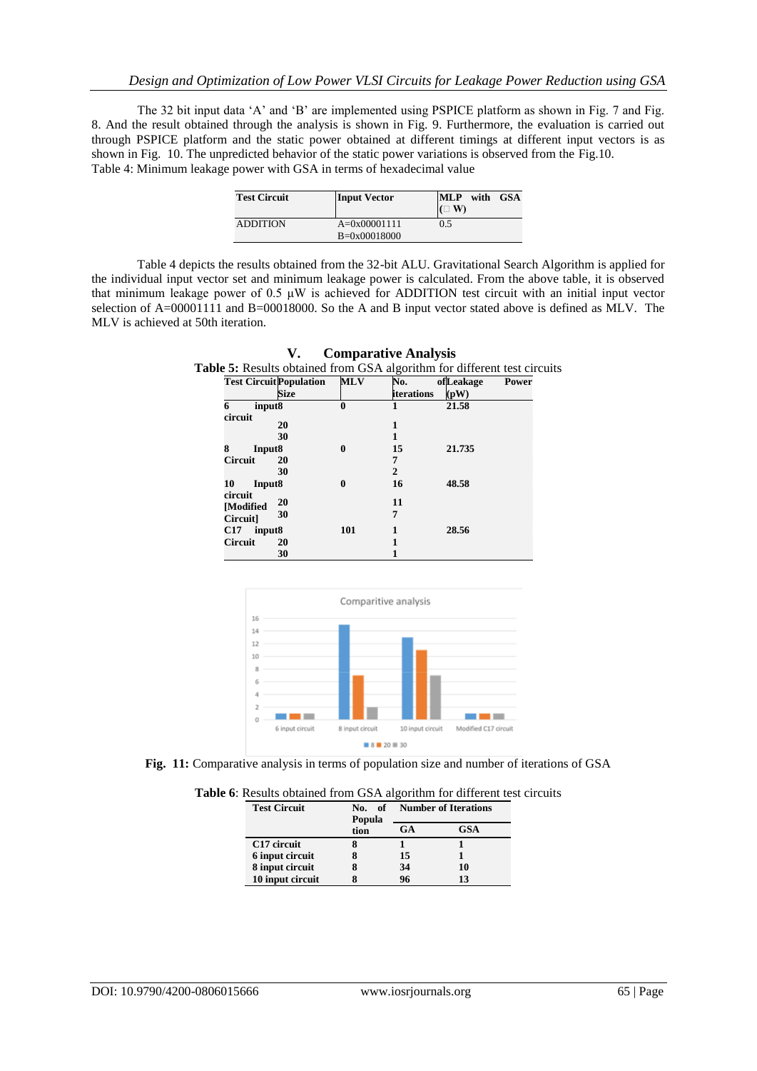The 32 bit input data 'A' and 'B' are implemented using PSPICE platform as shown in Fig. 7 and Fig. 8. And the result obtained through the analysis is shown in Fig. 9. Furthermore, the evaluation is carried out through PSPICE platform and the static power obtained at different timings at different input vectors is as shown in Fig. 10. The unpredicted behavior of the static power variations is observed from the Fig.10.

Table 4: Minimum leakage power with GSA in terms of hexadecimal value

| Test Circuit | Input Vector | MLP with GSA (□ W) |
|---|---|---|
| ADDITION | A=0x00001111<br>B=0x00018000 | 0.5 |

Table 4 depicts the results obtained from the 32-bit ALU. Gravitational Search Algorithm is applied for the individual input vector set and minimum leakage power is calculated. From the above table, it is observed that minimum leakage power of 0.5 µW is achieved for ADDITION test circuit with an initial input vector selection of A=00001111 and B=00018000. So the A and B input vector stated above is defined as MLV. The MLV is achieved at 50th iteration.

## V. Comparative Analysis

**Table 5:** Results obtained from GSA algorithm for different test circuits

| Test Circuit | Population Size | MLV | No. of iterations | Leakage Power (pW) |
|---|---|---|---|---|
| 6 input circuit | 8 | 0 | 1 | 21.58 |
| | 20 | | 1 | |
| | 30 | | 1 | |
| 8 Input Circuit | 8 | 0 | 15 | 21.735 |
| | 20 | | 7 | |
| | 30 | | 2 | |
| 10 Input circuit [Modified Circuit] | 8 | 0 | 16 | 48.58 |
| | 20 | | 11 | |
| | 30 | | 7 | |
| C17 Circuit | input8 | 101 | 1 | 28.56 |
| | 20 | | 1 | |
| | 30 | | 1 | |

Comparitive analysis

16
14
12
10
8
6
4
2
0

6 input circuit
8 input circuit
10 input circuit
Modified C17 circuit

8 20 30

**Fig. 11:** Comparative analysis in terms of population size and number of iterations of GSA

**Table 6**: Results obtained from GSA algorithm for different test circuits

| Test Circuit | No. of Population | Number of Iterations | |
|---|---|---|---|
| | | GA | GSA |
| C17 circuit | 8 | 1 | 1 |
| 6 input circuit | 8 | 15 | 1 |
| 8 input circuit | 8 | 34 | 10 |
| 10 input circuit | 8 | 96 | 13 |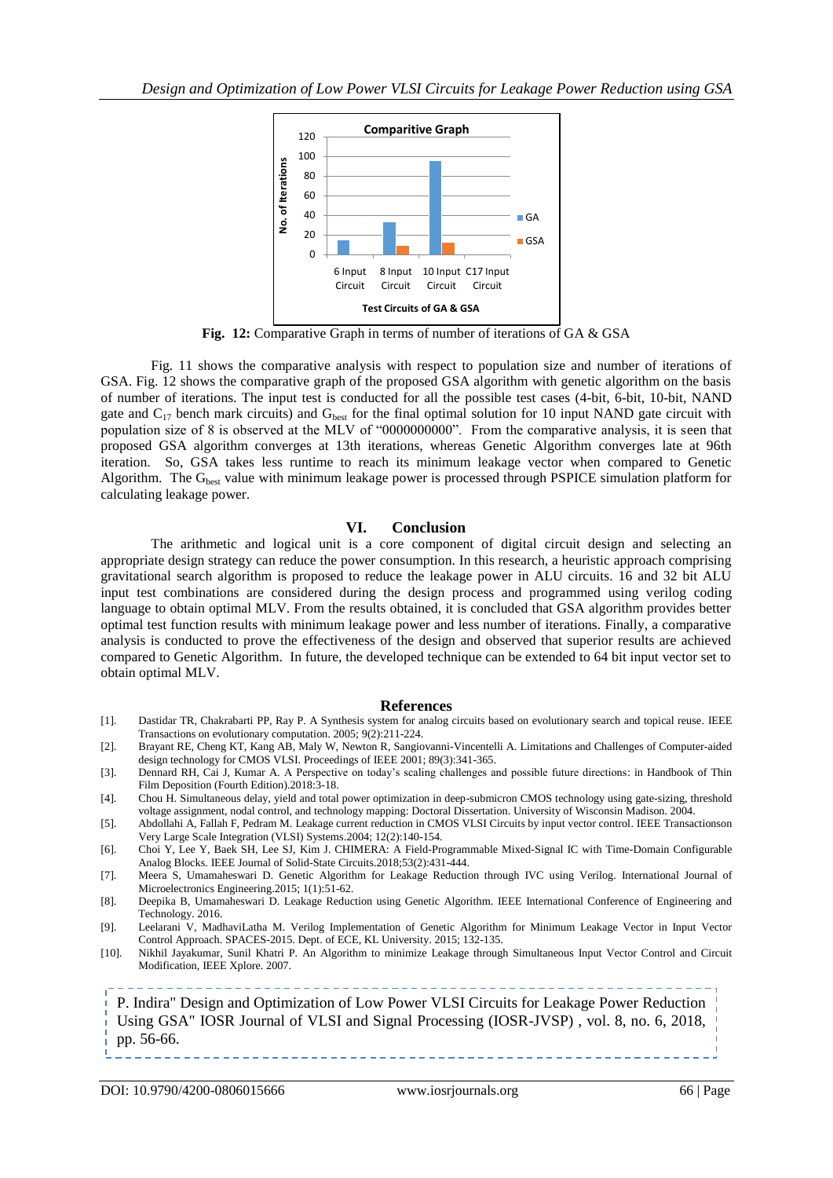Comparitive Graph

No. of Iterations

120
100
80
60
40
20
0

6 Input Circuit
8 Input Circuit
10 Input Circuit
C17 Input Circuit

Test Circuits of GA & GSA

GA
GSA

**Fig. 12:** Comparative Graph in terms of number of iterations of GA & GSA

Fig. 11 shows the comparative analysis with respect to population size and number of iterations of GSA. Fig. 12 shows the comparative graph of the proposed GSA algorithm with genetic algorithm on the basis of number of iterations. The input test is conducted for all the possible test cases (4-bit, 6-bit, 10-bit, NAND gate and $C_{17}$ bench mark circuits) and $G_{best}$ for the final optimal solution for 10 input NAND gate circuit with population size of 8 is observed at the MLV of "0000000000". From the comparative analysis, it is seen that proposed GSA algorithm converges at 13th iterations, whereas Genetic Algorithm converges late at 96th iteration. So, GSA takes less runtime to reach its minimum leakage vector when compared to Genetic Algorithm. The $G_{best}$ value with minimum leakage power is processed through PSPICE simulation platform for calculating leakage power.

## VI. Conclusion

The arithmetic and logical unit is a core component of digital circuit design and selecting an appropriate design strategy can reduce the power consumption. In this research, a heuristic approach comprising gravitational search algorithm is proposed to reduce the leakage power in ALU circuits. 16 and 32 bit ALU input test combinations are considered during the design process and programmed using verilog coding language to obtain optimal MLV. From the results obtained, it is concluded that GSA algorithm provides better optimal test function results with minimum leakage power and less number of iterations. Finally, a comparative analysis is conducted to prove the effectiveness of the design and observed that superior results are achieved compared to Genetic Algorithm. In future, the developed technique can be extended to 64 bit input vector set to obtain optimal MLV.

## References

[1]. Dastidar TR, Chakrabarti PP, Ray P. A Synthesis system for analog circuits based on evolutionary search and topical reuse. IEEE Transactions on evolutionary computation. 2005; 9(2):211-224.

[2]. Brayant RE, Cheng KT, Kang AB, Maly W, Newton R, Sangiovanni-Vincentelli A. Limitations and Challenges of Computer-aided design technology for CMOS VLSI. Proceedings of IEEE 2001; 89(3):341-365.

[3]. Dennard RH, Cai J, Kumar A. A Perspective on today's scaling challenges and possible future directions: in Handbook of Thin Film Deposition (Fourth Edition).2018:3-18.

[4]. Chou H. Simultaneous delay, yield and total power optimization in deep-submicron CMOS technology using gate-sizing, threshold voltage assignment, nodal control, and technology mapping: Doctoral Dissertation. University of Wisconsin Madison. 2004.

[5]. Abdollahi A, Fallah F, Pedram M. Leakage current reduction in CMOS VLSI Circuits by input vector control. IEEE Transactionson Very Large Scale Integration (VLSI) Systems.2004; 12(2):140-154.

[6]. Choi Y, Lee Y, Baek SH, Lee SJ, Kim J. CHIMERA: A Field-Programmable Mixed-Signal IC with Time-Domain Configurable Analog Blocks. IEEE Journal of Solid-State Circuits.2018;53(2):431-444.

[7]. Meera S, Umamaheswari D. Genetic Algorithm for Leakage Reduction through IVC using Verilog. International Journal of Microelectronics Engineering.2015; 1(1):51-62.

[8]. Deepika B, Umamaheswari D. Leakage Reduction using Genetic Algorithm. IEEE International Conference of Engineering and Technology. 2016.

[9]. Leelarani V, MadhaviLatha M. Verilog Implementation of Genetic Algorithm for Minimum Leakage Vector in Input Vector Control Approach. SPACES-2015. Dept. of ECE, KL University. 2015; 132-135.

[10]. Nikhil Jayakumar, Sunil Khatri P. An Algorithm to minimize Leakage through Simultaneous Input Vector Control and Circuit Modification, IEEE Xplore. 2007.

P. Indira" Design and Optimization of Low Power VLSI Circuits for Leakage Power Reduction Using GSA" IOSR Journal of VLSI and Signal Processing (IOSR-JVSP) , vol. 8, no. 6, 2018, pp. 56-66.